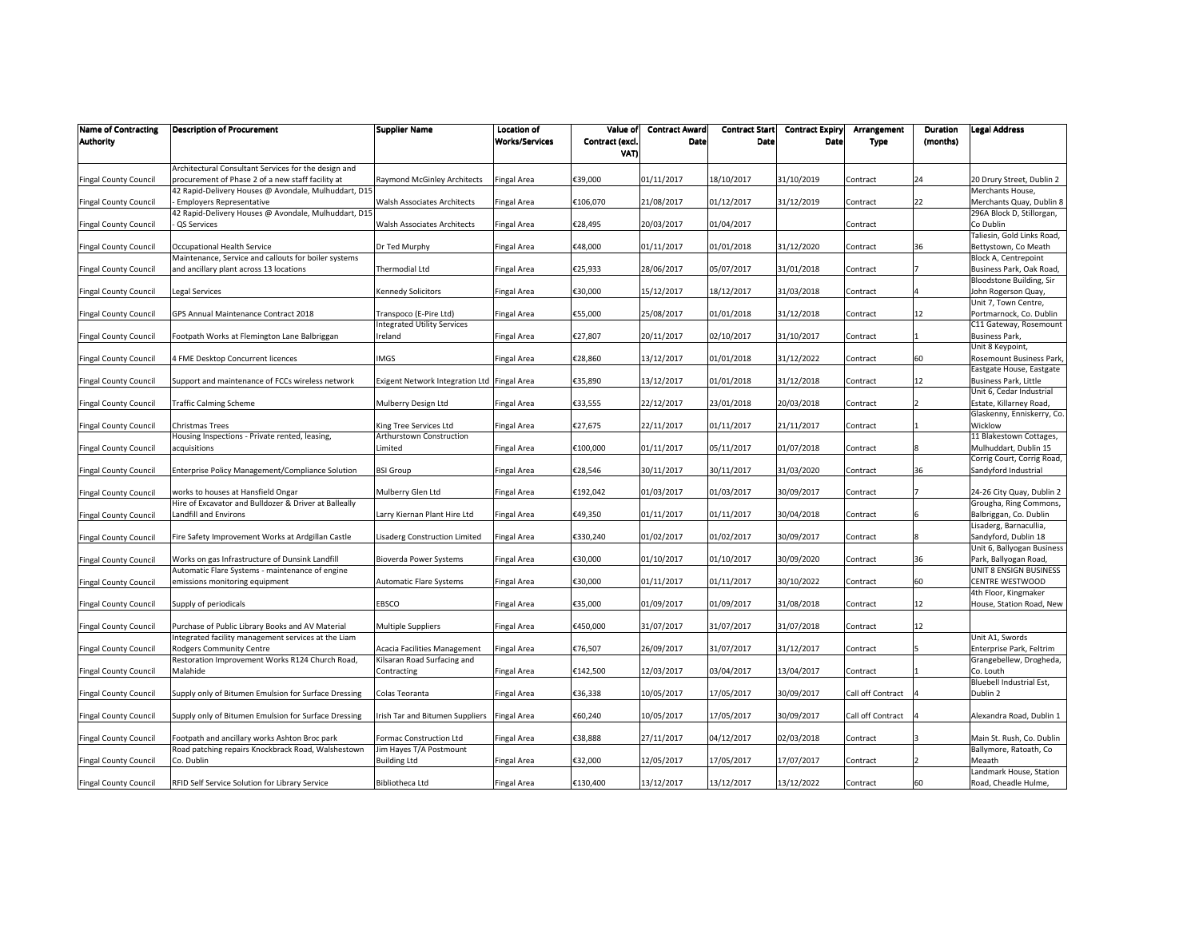| Name of Contracting Authority | Description of Procurement | Supplier Name | Location of Works/Services | Value of Contract (excl. VAT) | Contract Award Date | Contract Start Date | Contract Expiry Date | Arrangement Type | Duration (months) | Legal Address |
|---|---|---|---|---|---|---|---|---|---|---|
| Fingal County Council | Architectural Consultant Services for the design and procurement of Phase 2 of a new staff facility at | Raymond McGinley Architects | Fingal Area | €39,000 | 01/11/2017 | 18/10/2017 | 31/10/2019 | Contract | 24 | 20 Drury Street, Dublin 2 |
| Fingal County Council | 42 Rapid-Delivery Houses @ Avondale, Mulhuddart, D15 - Employers Representative | Walsh Associates Architects | Fingal Area | €106,070 | 21/08/2017 | 01/12/2017 | 31/12/2019 | Contract | 22 | Merchants House, Merchants Quay, Dublin 8 |
| Fingal County Council | 42 Rapid-Delivery Houses @ Avondale, Mulhuddart, D15 - QS Services | Walsh Associates Architects | Fingal Area | €28,495 | 20/03/2017 | 01/04/2017 | | Contract | | 296A Block D, Stillorgan, Co Dublin |
| Fingal County Council | Occupational Health Service | Dr Ted Murphy | Fingal Area | €48,000 | 01/11/2017 | 01/01/2018 | 31/12/2020 | Contract | 36 | Taliesin, Gold Links Road, Bettystown, Co Meath |
| Fingal County Council | Maintenance, Service and callouts for boiler systems and ancillary plant across 13 locations | Thermodial Ltd | Fingal Area | €25,933 | 28/06/2017 | 05/07/2017 | 31/01/2018 | Contract | 7 | Block A, Centrepoint Business Park, Oak Road, |
| Fingal County Council | Legal Services | Kennedy Solicitors | Fingal Area | €30,000 | 15/12/2017 | 18/12/2017 | 31/03/2018 | Contract | 4 | Bloodstone Building, Sir John Rogerson Quay, |
| Fingal County Council | GPS Annual Maintenance Contract 2018 | Transpoco (E-Pire Ltd) | Fingal Area | €55,000 | 25/08/2017 | 01/01/2018 | 31/12/2018 | Contract | 12 | Unit 7, Town Centre, Portmarnock, Co. Dublin |
| Fingal County Council | Footpath Works at Flemington Lane Balbriggan | Integrated Utility Services Ireland | Fingal Area | €27,807 | 20/11/2017 | 02/10/2017 | 31/10/2017 | Contract | 1 | C11 Gateway, Rosemount Business Park, |
| Fingal County Council | 4 FME Desktop Concurrent licences | IMGS | Fingal Area | €28,860 | 13/12/2017 | 01/01/2018 | 31/12/2022 | Contract | 60 | Unit 8 Keypoint, Rosemount Business Park, |
| Fingal County Council | Support and maintenance of FCCs wireless network | Exigent Network Integration Ltd | Fingal Area | €35,890 | 13/12/2017 | 01/01/2018 | 31/12/2018 | Contract | 12 | Eastgate House, Eastgate Business Park, Little |
| Fingal County Council | Traffic Calming Scheme | Mulberry Design Ltd | Fingal Area | €33,555 | 22/12/2017 | 23/01/2018 | 20/03/2018 | Contract | 2 | Unit 6, Cedar Industrial Estate, Killarney Road, |
| Fingal County Council | Christmas Trees | King Tree Services Ltd | Fingal Area | €27,675 | 22/11/2017 | 01/11/2017 | 21/11/2017 | Contract | 1 | Glaskenny, Enniskerry, Co. Wicklow |
| Fingal County Council | Housing Inspections - Private rented, leasing, acquisitions | Arthurstown Construction Limited | Fingal Area | €100,000 | 01/11/2017 | 05/11/2017 | 01/07/2018 | Contract | 8 | 11 Blakestown Cottages, Mulhuddart, Dublin 15 |
| Fingal County Council | Enterprise Policy Management/Compliance Solution | BSI Group | Fingal Area | €28,546 | 30/11/2017 | 30/11/2017 | 31/03/2020 | Contract | 36 | Corrig Court, Corrig Road, Sandyford Industrial |
| Fingal County Council | works to houses at Hansfield Ongar | Mulberry Glen Ltd | Fingal Area | €192,042 | 01/03/2017 | 01/03/2017 | 30/09/2017 | Contract | 7 | 24-26 City Quay, Dublin 2 |
| Fingal County Council | Hire of Excavator and Bulldozer & Driver at Balleally Landfill and Environs | Larry Kiernan Plant Hire Ltd | Fingal Area | €49,350 | 01/11/2017 | 01/11/2017 | 30/04/2018 | Contract | 6 | Grougha, Ring Commons, Balbriggan, Co. Dublin |
| Fingal County Council | Fire Safety Improvement Works at Ardgillan Castle | Lisaderg Construction Limited | Fingal Area | €330,240 | 01/02/2017 | 01/02/2017 | 30/09/2017 | Contract | 8 | Lisaderg, Barnacullia, Sandyford, Dublin 18 |
| Fingal County Council | Works on gas Infrastructure of Dunsink Landfill | Bioverda Power Systems | Fingal Area | €30,000 | 01/10/2017 | 01/10/2017 | 30/09/2020 | Contract | 36 | Unit 6, Ballyogan Business Park, Ballyogan Road, |
| Fingal County Council | Automatic Flare Systems - maintenance of engine emissions monitoring equipment | Automatic Flare Systems | Fingal Area | €30,000 | 01/11/2017 | 01/11/2017 | 30/10/2022 | Contract | 60 | UNIT 8 ENSIGN BUSINESS CENTRE WESTWOOD |
| Fingal County Council | Supply of periodicals | EBSCO | Fingal Area | €35,000 | 01/09/2017 | 01/09/2017 | 31/08/2018 | Contract | 12 | 4th Floor, Kingmaker House, Station Road, New |
| Fingal County Council | Purchase of Public Library Books and AV Material | Multiple Suppliers | Fingal Area | €450,000 | 31/07/2017 | 31/07/2017 | 31/07/2018 | Contract | 12 | |
| Fingal County Council | Integrated facility management services at the Liam Rodgers Community Centre | Acacia Facilities Management | Fingal Area | €76,507 | 26/09/2017 | 31/07/2017 | 31/12/2017 | Contract | 5 | Unit A1, Swords Enterprise Park, Feltrim |
| Fingal County Council | Restoration Improvement Works R124 Church Road, Malahide | Kilsaran Road Surfacing and Contracting | Fingal Area | €142,500 | 12/03/2017 | 03/04/2017 | 13/04/2017 | Contract | 1 | Grangebellew, Drogheda, Co. Louth |
| Fingal County Council | Supply only of Bitumen Emulsion for Surface Dressing | Colas Teoranta | Fingal Area | €36,338 | 10/05/2017 | 17/05/2017 | 30/09/2017 | Call off Contract | 4 | Bluebell Industrial Est, Dublin 2 |
| Fingal County Council | Supply only of Bitumen Emulsion for Surface Dressing | Irish Tar and Bitumen Suppliers | Fingal Area | €60,240 | 10/05/2017 | 17/05/2017 | 30/09/2017 | Call off Contract | 4 | Alexandra Road, Dublin 1 |
| Fingal County Council | Footpath and ancillary works Ashton Broc park | Formac Construction Ltd | Fingal Area | €38,888 | 27/11/2017 | 04/12/2017 | 02/03/2018 | Contract | 3 | Main St. Rush, Co. Dublin |
| Fingal County Council | Road patching repairs Knockbrack Road, Walshestown Co. Dublin | Jim Hayes T/A Postmount Building Ltd | Fingal Area | €32,000 | 12/05/2017 | 17/05/2017 | 17/07/2017 | Contract | 2 | Ballymore, Ratoath, Co Meaath |
| Fingal County Council | RFID Self Service Solution for Library Service | Bibliotheca Ltd | Fingal Area | €130,400 | 13/12/2017 | 13/12/2017 | 13/12/2022 | Contract | 60 | Landmark House, Station Road, Cheadle Hulme, |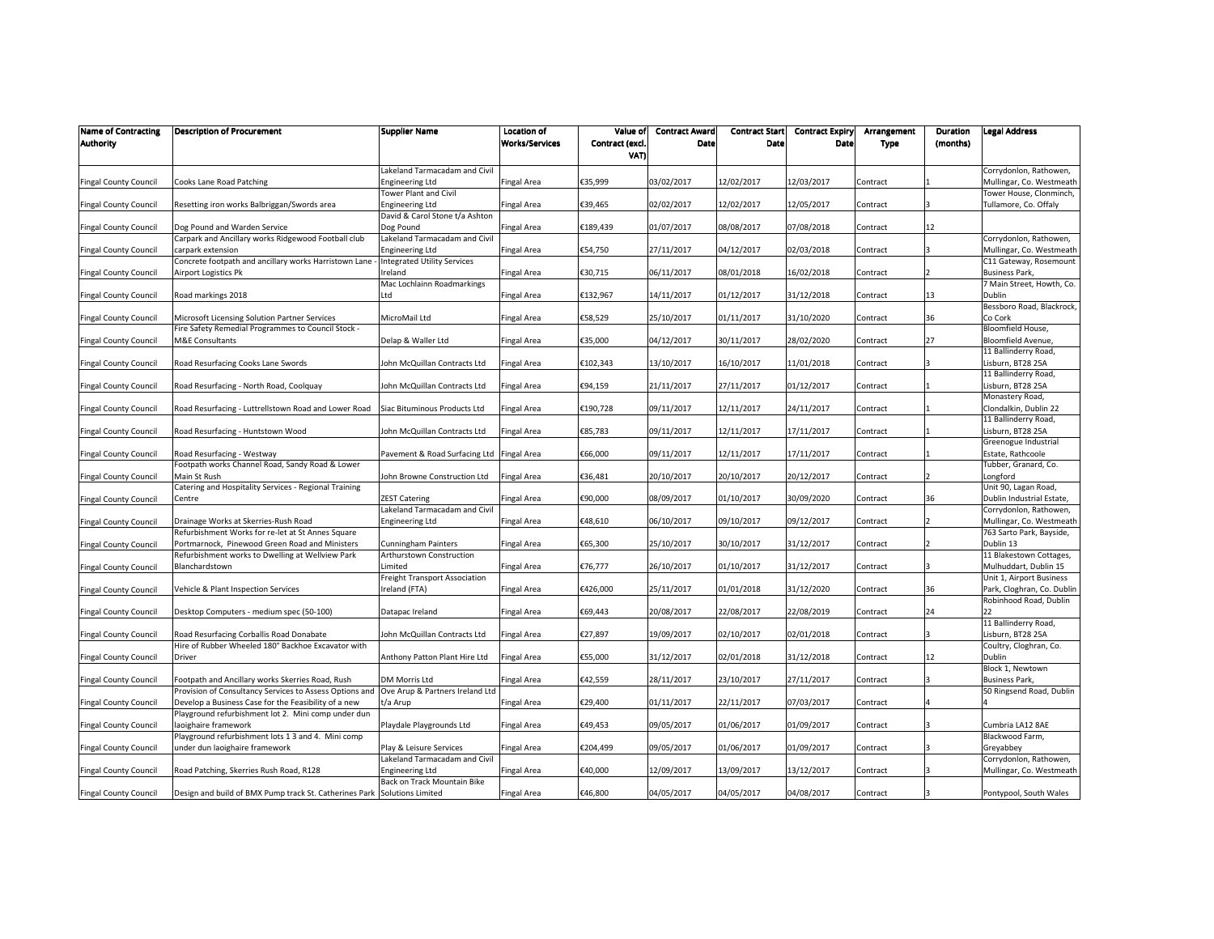| Name of Contracting Authority | Description of Procurement | Supplier Name | Location of Works/Services | Value of Contract (excl. VAT) | Contract Award Date | Contract Start Date | Contract Expiry Date | Arrangement Type | Duration (months) | Legal Address |
|---|---|---|---|---|---|---|---|---|---|---|
| Fingal County Council | Cooks Lane Road Patching | Lakeland Tarmacadam and Civil Engineering Ltd | Fingal Area | €35,999 | 03/02/2017 | 12/02/2017 | 12/03/2017 | Contract | 1 | Corrydonlon, Rathowen, Mullingar, Co. Westmeath |
| Fingal County Council | Resetting iron works Balbriggan/Swords area | Tower Plant and Civil Engineering Ltd | Fingal Area | €39,465 | 02/02/2017 | 12/02/2017 | 12/05/2017 | Contract | 3 | Tower House, Clonminch, Tullamore, Co. Offaly |
| Fingal County Council | Dog Pound and Warden Service | David & Carol Stone t/a Ashton Dog Pound | Fingal Area | €189,439 | 01/07/2017 | 08/08/2017 | 07/08/2018 | Contract | 12 | |
| Fingal County Council | Carpark and Ancillary works Ridgewood Football club carpark extension | Lakeland Tarmacadam and Civil Engineering Ltd | Fingal Area | €54,750 | 27/11/2017 | 04/12/2017 | 02/03/2018 | Contract | 3 | Corrydonlon, Rathowen, Mullingar, Co. Westmeath |
| Fingal County Council | Concrete footpath and ancillary works Harristown Lane - Airport Logistics Pk | Integrated Utility Services Ireland | Fingal Area | €30,715 | 06/11/2017 | 08/01/2018 | 16/02/2018 | Contract | 2 | C11 Gateway, Rosemount Business Park, |
| Fingal County Council | Road markings 2018 | Mac Lochlainn Roadmarkings Ltd | Fingal Area | €132,967 | 14/11/2017 | 01/12/2017 | 31/12/2018 | Contract | 13 | 7 Main Street, Howth, Co. Dublin |
| Fingal County Council | Microsoft Licensing Solution Partner Services | MicroMail Ltd | Fingal Area | €58,529 | 25/10/2017 | 01/11/2017 | 31/10/2020 | Contract | 36 | Bessboro Road, Blackrock, Co Cork |
| Fingal County Council | Fire Safety Remedial Programmes to Council Stock - M&E Consultants | Delap & Waller Ltd | Fingal Area | €35,000 | 04/12/2017 | 30/11/2017 | 28/02/2020 | Contract | 27 | Bloomfield House, Bloomfield Avenue, |
| Fingal County Council | Road Resurfacing Cooks Lane Swords | John McQuillan Contracts Ltd | Fingal Area | €102,343 | 13/10/2017 | 16/10/2017 | 11/01/2018 | Contract | 3 | 11 Ballinderry Road, Lisburn, BT28 25A |
| Fingal County Council | Road Resurfacing - North Road, Coolquay | John McQuillan Contracts Ltd | Fingal Area | €94,159 | 21/11/2017 | 27/11/2017 | 01/12/2017 | Contract | 1 | 11 Ballinderry Road, Lisburn, BT28 25A |
| Fingal County Council | Road Resurfacing - Luttrellstown Road and Lower Road | Siac Bituminous Products Ltd | Fingal Area | €190,728 | 09/11/2017 | 12/11/2017 | 24/11/2017 | Contract | 1 | Monastery Road, Clondalkin, Dublin 22 |
| Fingal County Council | Road Resurfacing - Huntstown Wood | John McQuillan Contracts Ltd | Fingal Area | €85,783 | 09/11/2017 | 12/11/2017 | 17/11/2017 | Contract | 1 | 11 Ballinderry Road, Lisburn, BT28 25A |
| Fingal County Council | Road Resurfacing - Westway | Pavement & Road Surfacing Ltd | Fingal Area | €66,000 | 09/11/2017 | 12/11/2017 | 17/11/2017 | Contract | 1 | Greenogue Industrial Estate, Rathcoole |
| Fingal County Council | Footpath works Channel Road, Sandy Road & Lower Main St Rush | John Browne Construction Ltd | Fingal Area | €36,481 | 20/10/2017 | 20/10/2017 | 20/12/2017 | Contract | 2 | Tubber, Granard, Co. Longford |
| Fingal County Council | Catering and Hospitality Services - Regional Training Centre | ZEST Catering | Fingal Area | €90,000 | 08/09/2017 | 01/10/2017 | 30/09/2020 | Contract | 36 | Unit 90, Lagan Road, Dublin Industrial Estate, |
| Fingal County Council | Drainage Works at Skerries-Rush Road | Lakeland Tarmacadam and Civil Engineering Ltd | Fingal Area | €48,610 | 06/10/2017 | 09/10/2017 | 09/12/2017 | Contract | 2 | Corrydonlon, Rathowen, Mullingar, Co. Westmeath |
| Fingal County Council | Refurbishment Works for re-let at St Annes Square Portmarnock, Pinewood Green Road and Ministers | Cunningham Painters | Fingal Area | €65,300 | 25/10/2017 | 30/10/2017 | 31/12/2017 | Contract | 2 | 763 Sarto Park, Bayside, Dublin 13 |
| Fingal County Council | Refurbishment works to Dwelling at Wellview Park Blanchardstown | Arthurstown Construction Limited | Fingal Area | €76,777 | 26/10/2017 | 01/10/2017 | 31/12/2017 | Contract | 3 | 11 Blakestown Cottages, Mulhuddart, Dublin 15 |
| Fingal County Council | Vehicle & Plant Inspection Services | Freight Transport Association Ireland (FTA) | Fingal Area | €426,000 | 25/11/2017 | 01/01/2018 | 31/12/2020 | Contract | 36 | Unit 1, Airport Business Park, Cloghran, Co. Dublin |
| Fingal County Council | Desktop Computers - medium spec (50-100) | Datapac Ireland | Fingal Area | €69,443 | 20/08/2017 | 22/08/2017 | 22/08/2019 | Contract | 24 | Robinhood Road, Dublin 22 |
| Fingal County Council | Road Resurfacing Corballis Road Donabate | John McQuillan Contracts Ltd | Fingal Area | €27,897 | 19/09/2017 | 02/10/2017 | 02/01/2018 | Contract | 3 | 11 Ballinderry Road, Lisburn, BT28 25A |
| Fingal County Council | Hire of Rubber Wheeled 180° Backhoe Excavator with Driver | Anthony Patton Plant Hire Ltd | Fingal Area | €55,000 | 31/12/2017 | 02/01/2018 | 31/12/2018 | Contract | 12 | Coultry, Cloghran, Co. Dublin |
| Fingal County Council | Footpath and Ancillary works Skerries Road, Rush | DM Morris Ltd | Fingal Area | €42,559 | 28/11/2017 | 23/10/2017 | 27/11/2017 | Contract | 3 | Block 1, Newtown Business Park, |
| Fingal County Council | Provision of Consultancy Services to Assess Options and Develop a Business Case for the Feasibility of a new | Ove Arup & Partners Ireland Ltd t/a Arup | Fingal Area | €29,400 | 01/11/2017 | 22/11/2017 | 07/03/2017 | Contract | 4 | 50 Ringsend Road, Dublin 4 |
| Fingal County Council | Playground refurbishment lot 2. Mini comp under dun laoighaire framework | Playdale Playgrounds Ltd | Fingal Area | €49,453 | 09/05/2017 | 01/06/2017 | 01/09/2017 | Contract | 3 | Cumbria LA12 8AE |
| Fingal County Council | Playground refurbishment lots 1 3 and 4. Mini comp under dun laoighaire framework | Play & Leisure Services | Fingal Area | €204,499 | 09/05/2017 | 01/06/2017 | 01/09/2017 | Contract | 3 | Blackwood Farm, Greyabbey |
| Fingal County Council | Road Patching, Skerries Rush Road, R128 | Lakeland Tarmacadam and Civil Engineering Ltd | Fingal Area | €40,000 | 12/09/2017 | 13/09/2017 | 13/12/2017 | Contract | 3 | Corrydonlon, Rathowen, Mullingar, Co. Westmeath |
| Fingal County Council | Design and build of BMX Pump track St. Catherines Park | Back on Track Mountain Bike Solutions Limited | Fingal Area | €46,800 | 04/05/2017 | 04/05/2017 | 04/08/2017 | Contract | 3 | Pontypool, South Wales |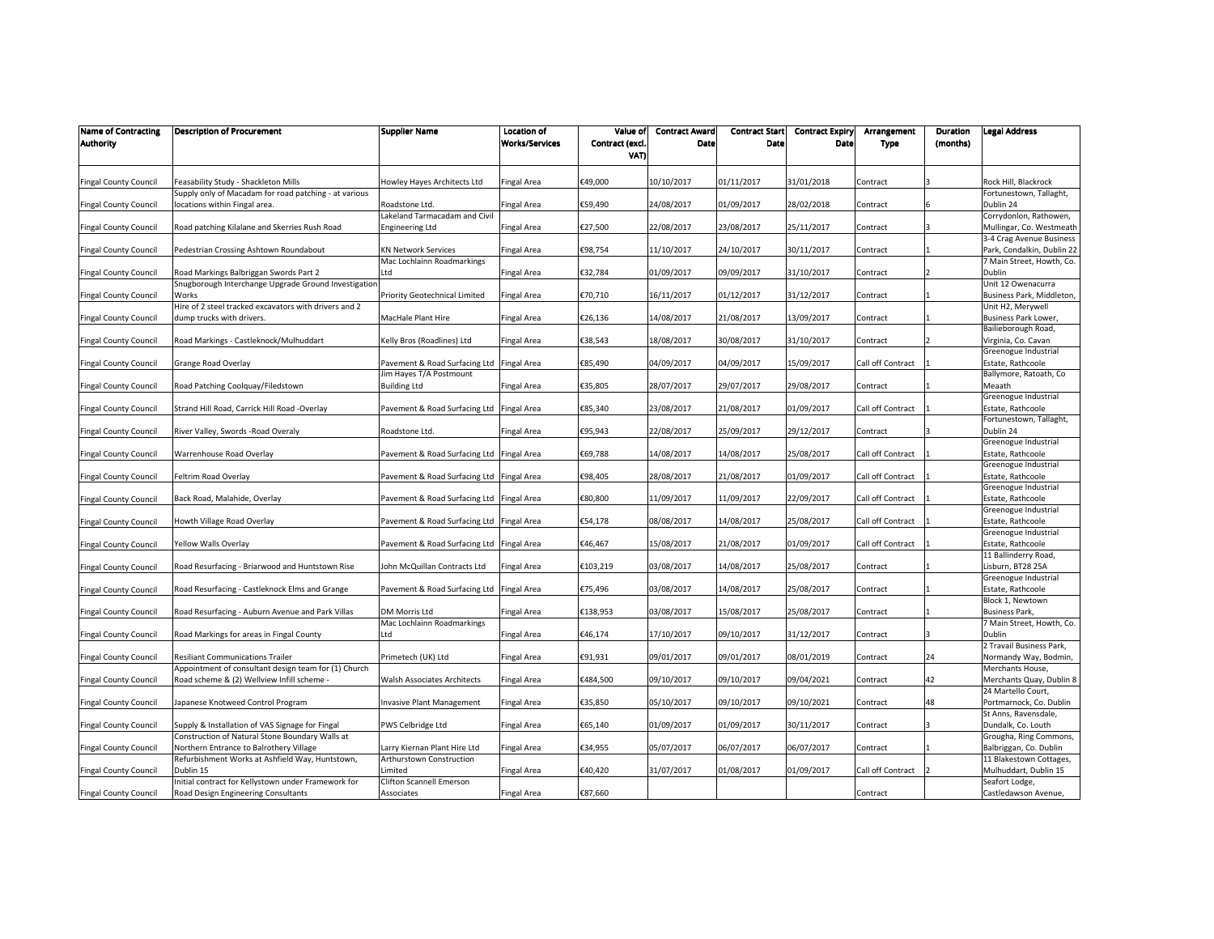| Name of Contracting Authority | Description of Procurement | Supplier Name | Location of Works/Services | Value of Contract (excl. VAT) | Contract Award Date | Contract Start Date | Contract Expiry Date | Arrangement Type | Duration (months) | Legal Address |
|---|---|---|---|---|---|---|---|---|---|---|
| Fingal County Council | Feasability Study - Shackleton Mills | Howley Hayes Architects Ltd | Fingal Area | €49,000 | 10/10/2017 | 01/11/2017 | 31/01/2018 | Contract | 3 | Rock Hill, Blackrock |
| Fingal County Council | Supply only of Macadam for road patching - at various locations within Fingal area. | Roadstone Ltd. | Fingal Area | €59,490 | 24/08/2017 | 01/09/2017 | 28/02/2018 | Contract | 6 | Fortunestown, Tallaght, Dublin 24 |
| Fingal County Council | Road patching Kilalane and Skerries Rush Road | Lakeland Tarmacadam and Civil Engineering Ltd | Fingal Area | €27,500 | 22/08/2017 | 23/08/2017 | 25/11/2017 | Contract | 3 | Corrydonlon, Rathowen, Mullingar, Co. Westmeath |
| Fingal County Council | Pedestrian Crossing Ashtown Roundabout | KN Network Services | Fingal Area | €98,754 | 11/10/2017 | 24/10/2017 | 30/11/2017 | Contract | 1 | 3-4 Crag Avenue Business Park, Condalkin, Dublin 22 |
| Fingal County Council | Road Markings Balbriggan Swords Part 2 | Mac Lochlainn Roadmarkings Ltd | Fingal Area | €32,784 | 01/09/2017 | 09/09/2017 | 31/10/2017 | Contract | 2 | 7 Main Street, Howth, Co. Dublin |
| Fingal County Council | Snugborough Interchange Upgrade Ground Investigation Works | Priority Geotechnical Limited | Fingal Area | €70,710 | 16/11/2017 | 01/12/2017 | 31/12/2017 | Contract | 1 | Unit 12 Owenacurra Business Park, Middleton, |
| Fingal County Council | Hire of 2 steel tracked excavators with drivers and 2 dump trucks with drivers. | MacHale Plant Hire | Fingal Area | €26,136 | 14/08/2017 | 21/08/2017 | 13/09/2017 | Contract | 1 | Unit H2, Merywell Business Park Lower, |
| Fingal County Council | Road Markings - Castleknock/Mulhuddart | Kelly Bros (Roadlines) Ltd | Fingal Area | €38,543 | 18/08/2017 | 30/08/2017 | 31/10/2017 | Contract | 2 | Bailieborough Road, Virginia, Co. Cavan |
| Fingal County Council | Grange Road Overlay | Pavement & Road Surfacing Ltd | Fingal Area | €85,490 | 04/09/2017 | 04/09/2017 | 15/09/2017 | Call off Contract | 1 | Greenogue Industrial Estate, Rathcoole |
| Fingal County Council | Road Patching Coolquay/Filedstown | Jim Hayes T/A Postmount Building Ltd | Fingal Area | €35,805 | 28/07/2017 | 29/07/2017 | 29/08/2017 | Contract | 1 | Ballymore, Ratoath, Co Meaath |
| Fingal County Council | Strand Hill Road, Carrick Hill Road -Overlay | Pavement & Road Surfacing Ltd | Fingal Area | €85,340 | 23/08/2017 | 21/08/2017 | 01/09/2017 | Call off Contract | 1 | Greenogue Industrial Estate, Rathcoole |
| Fingal County Council | River Valley, Swords -Road Overaly | Roadstone Ltd. | Fingal Area | €95,943 | 22/08/2017 | 25/09/2017 | 29/12/2017 | Contract | 3 | Fortunestown, Tallaght, Dublin 24 |
| Fingal County Council | Warrenhouse Road Overlay | Pavement & Road Surfacing Ltd | Fingal Area | €69,788 | 14/08/2017 | 14/08/2017 | 25/08/2017 | Call off Contract | 1 | Greenogue Industrial Estate, Rathcoole |
| Fingal County Council | Feltrim Road Overlay | Pavement & Road Surfacing Ltd | Fingal Area | €98,405 | 28/08/2017 | 21/08/2017 | 01/09/2017 | Call off Contract | 1 | Greenogue Industrial Estate, Rathcoole |
| Fingal County Council | Back Road, Malahide, Overlay | Pavement & Road Surfacing Ltd | Fingal Area | €80,800 | 11/09/2017 | 11/09/2017 | 22/09/2017 | Call off Contract | 1 | Greenogue Industrial Estate, Rathcoole |
| Fingal County Council | Howth Village Road Overlay | Pavement & Road Surfacing Ltd | Fingal Area | €54,178 | 08/08/2017 | 14/08/2017 | 25/08/2017 | Call off Contract | 1 | Greenogue Industrial Estate, Rathcoole |
| Fingal County Council | Yellow Walls Overlay | Pavement & Road Surfacing Ltd | Fingal Area | €46,467 | 15/08/2017 | 21/08/2017 | 01/09/2017 | Call off Contract | 1 | Greenogue Industrial Estate, Rathcoole |
| Fingal County Council | Road Resurfacing - Briarwood and Huntstown Rise | John McQuillan Contracts Ltd | Fingal Area | €103,219 | 03/08/2017 | 14/08/2017 | 25/08/2017 | Contract | 1 | 11 Ballinderry Road, Lisburn, BT28 25A |
| Fingal County Council | Road Resurfacing - Castleknock Elms and Grange | Pavement & Road Surfacing Ltd | Fingal Area | €75,496 | 03/08/2017 | 14/08/2017 | 25/08/2017 | Contract | 1 | Greenogue Industrial Estate, Rathcoole |
| Fingal County Council | Road Resurfacing - Auburn Avenue and Park Villas | DM Morris Ltd | Fingal Area | €138,953 | 03/08/2017 | 15/08/2017 | 25/08/2017 | Contract | 1 | Block 1, Newtown Business Park, |
| Fingal County Council | Road Markings for areas in Fingal County | Mac Lochlainn Roadmarkings Ltd | Fingal Area | €46,174 | 17/10/2017 | 09/10/2017 | 31/12/2017 | Contract | 3 | 7 Main Street, Howth, Co. Dublin |
| Fingal County Council | Resiliant Communications Trailer | Primetech (UK) Ltd | Fingal Area | €91,931 | 09/01/2017 | 09/01/2017 | 08/01/2019 | Contract | 24 | 2 Travail Business Park, Normandy Way, Bodmin, |
| Fingal County Council | Appointment of consultant design team for (1) Church Road scheme & (2) Wellview Infill scheme - | Walsh Associates Architects | Fingal Area | €484,500 | 09/10/2017 | 09/10/2017 | 09/04/2021 | Contract | 42 | Merchants House, Merchants Quay, Dublin 8 |
| Fingal County Council | Japanese Knotweed Control Program | Invasive Plant Management | Fingal Area | €35,850 | 05/10/2017 | 09/10/2017 | 09/10/2021 | Contract | 48 | 24 Martello Court, Portmarnock, Co. Dublin |
| Fingal County Council | Supply & Installation of VAS Signage for Fingal | PWS Celbridge Ltd | Fingal Area | €65,140 | 01/09/2017 | 01/09/2017 | 30/11/2017 | Contract | 3 | St Anns, Ravensdale, Dundalk, Co. Louth |
| Fingal County Council | Construction of Natural Stone Boundary Walls at Northern Entrance to Balrothery Village | Larry Kiernan Plant Hire Ltd | Fingal Area | €34,955 | 05/07/2017 | 06/07/2017 | 06/07/2017 | Contract | 1 | Grougha, Ring Commons, Balbriggan, Co. Dublin |
| Fingal County Council | Refurbishment Works at Ashfield Way, Huntstown, Dublin 15 | Arthurstown Construction Limited | Fingal Area | €40,420 | 31/07/2017 | 01/08/2017 | 01/09/2017 | Call off Contract | 2 | 11 Blakestown Cottages, Mulhuddart, Dublin 15 |
| Fingal County Council | Initial contract for Kellystown under Framework for Road Design Engineering Consultants | Clifton Scannell Emerson Associates | Fingal Area | €87,660 | | | | Contract | | Seafort Lodge, Castledawson Avenue, |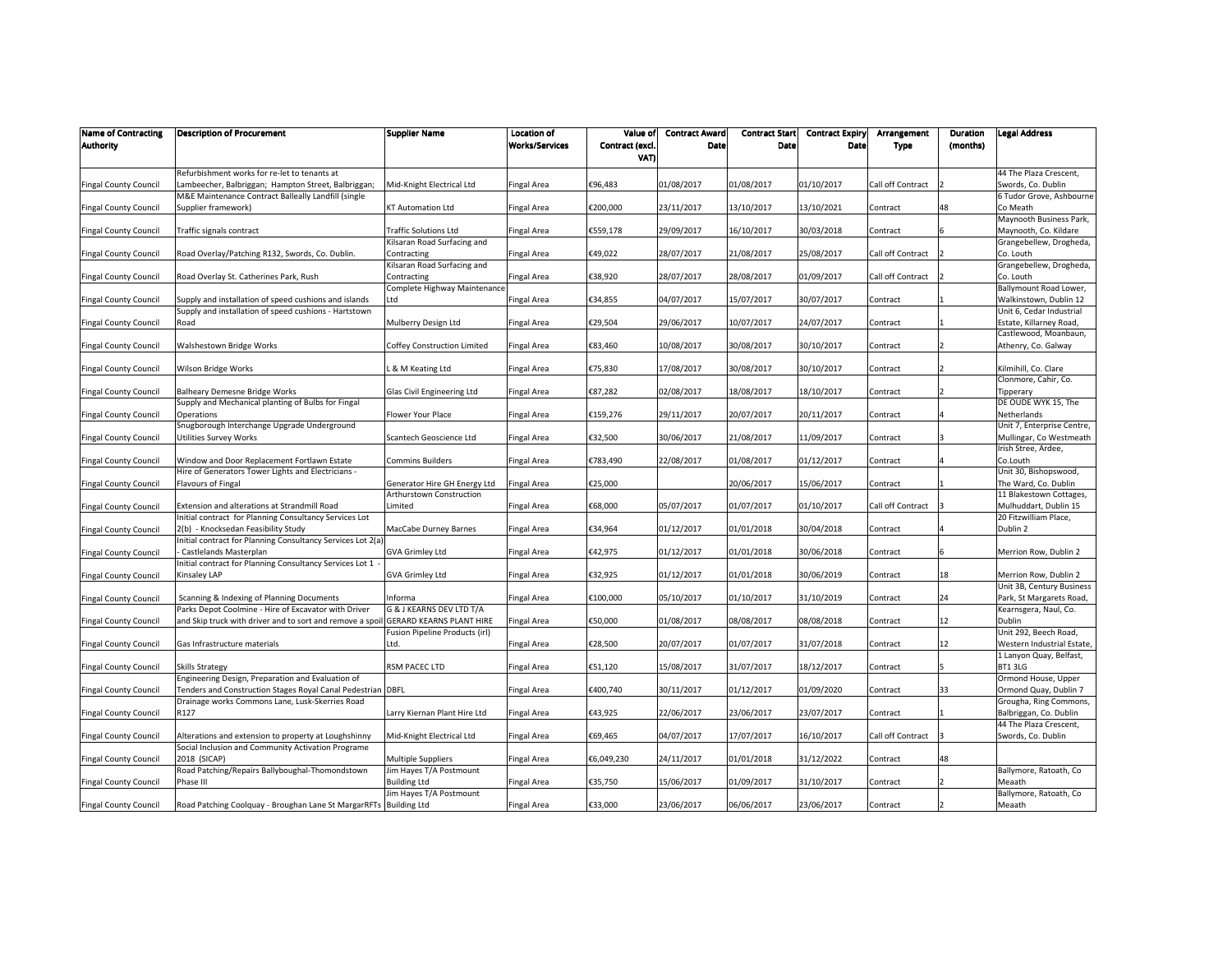| Name of Contracting Authority | Description of Procurement | Supplier Name | Location of Works/Services | Value of Contract (excl. VAT) | Contract Award Date | Contract Start Date | Contract Expiry Date | Arrangement Type | Duration (months) | Legal Address |
|---|---|---|---|---|---|---|---|---|---|---|
| Fingal County Council | Refurbishment works for re-let to tenants at Lambeecher, Balbriggan; Hampton Street, Balbriggan; | Mid-Knight Electrical Ltd | Fingal Area | €96,483 | 01/08/2017 | 01/08/2017 | 01/10/2017 | Call off Contract | 2 | 44 The Plaza Crescent, Swords, Co. Dublin |
| Fingal County Council | M&E Maintenance Contract Balleally Landfill (single Supplier framework) | KT Automation Ltd | Fingal Area | €200,000 | 23/11/2017 | 13/10/2017 | 13/10/2021 | Contract | 48 | 6 Tudor Grove, Ashbourne Co Meath |
| Fingal County Council | Traffic signals contract | Traffic Solutions Ltd | Fingal Area | €559,178 | 29/09/2017 | 16/10/2017 | 30/03/2018 | Contract | 6 | Maynooth Business Park, Maynooth, Co. Kildare |
| Fingal County Council | Road Overlay/Patching R132, Swords, Co. Dublin. | Kilsaran Road Surfacing and Contracting | Fingal Area | €49,022 | 28/07/2017 | 21/08/2017 | 25/08/2017 | Call off Contract | 2 | Grangebellew, Drogheda, Co. Louth |
| Fingal County Council | Road Overlay St. Catherines Park, Rush | Kilsaran Road Surfacing and Contracting | Fingal Area | €38,920 | 28/07/2017 | 28/08/2017 | 01/09/2017 | Call off Contract | 2 | Grangebellew, Drogheda, Co. Louth |
| Fingal County Council | Supply and installation of speed cushions and islands | Complete Highway Maintenance Ltd | Fingal Area | €34,855 | 04/07/2017 | 15/07/2017 | 30/07/2017 | Contract | 1 | Ballymount Road Lower, Walkinstown, Dublin 12 |
| Fingal County Council | Supply and installation of speed cushions - Hartstown Road | Mulberry Design Ltd | Fingal Area | €29,504 | 29/06/2017 | 10/07/2017 | 24/07/2017 | Contract | 1 | Unit 6, Cedar Industrial Estate, Killarney Road, |
| Fingal County Council | Walshestown Bridge Works | Coffey Construction Limited | Fingal Area | €83,460 | 10/08/2017 | 30/08/2017 | 30/10/2017 | Contract | 2 | Castlewood, Moanbaun, Athenry, Co. Galway |
| Fingal County Council | Wilson Bridge Works | L & M Keating Ltd | Fingal Area | €75,830 | 17/08/2017 | 30/08/2017 | 30/10/2017 | Contract | 2 | Kilmihill, Co. Clare |
| Fingal County Council | Balheary Demesne Bridge Works | Glas Civil Engineering Ltd | Fingal Area | €87,282 | 02/08/2017 | 18/08/2017 | 18/10/2017 | Contract | 2 | Clonmore, Cahir, Co. Tipperary |
| Fingal County Council | Supply and Mechanical planting of Bulbs for Fingal Operations | Flower Your Place | Fingal Area | €159,276 | 29/11/2017 | 20/07/2017 | 20/11/2017 | Contract | 4 | DE OUDE WYK 15, The Netherlands |
| Fingal County Council | Snugborough Interchange Upgrade Underground Utilities Survey Works | Scantech Geoscience Ltd | Fingal Area | €32,500 | 30/06/2017 | 21/08/2017 | 11/09/2017 | Contract | 3 | Unit 7, Enterprise Centre, Mullingar, Co Westmeath |
| Fingal County Council | Window and Door Replacement Fortlawn Estate | Commins Builders | Fingal Area | €783,490 | 22/08/2017 | 01/08/2017 | 01/12/2017 | Contract | 4 | Irish Stree, Ardee, Co.Louth |
| Fingal County Council | Hire of Generators Tower Lights and Electricians - Flavours of Fingal | Generator Hire GH Energy Ltd | Fingal Area | €25,000 | | 20/06/2017 | 15/06/2017 | Contract | 1 | Unit 30, Bishopswood, The Ward, Co. Dublin |
| Fingal County Council | Extension and alterations at Strandmill Road | Arthurstown Construction Limited | Fingal Area | €68,000 | 05/07/2017 | 01/07/2017 | 01/10/2017 | Call off Contract | 3 | 11 Blakestown Cottages, Mulhuddart, Dublin 15 |
| Fingal County Council | Initial contract for Planning Consultancy Services Lot 2(b) - Knocksedan Feasibility Study | MacCabe Durney Barnes | Fingal Area | €34,964 | 01/12/2017 | 01/01/2018 | 30/04/2018 | Contract | 4 | 20 Fitzwilliam Place, Dublin 2 |
| Fingal County Council | Initial contract for Planning Consultancy Services Lot 2(a) - Castlelands Masterplan | GVA Grimley Ltd | Fingal Area | €42,975 | 01/12/2017 | 01/01/2018 | 30/06/2018 | Contract | 6 | Merrion Row, Dublin 2 |
| Fingal County Council | Initial contract for Planning Consultancy Services Lot 1 - Kinsaley LAP | GVA Grimley Ltd | Fingal Area | €32,925 | 01/12/2017 | 01/01/2018 | 30/06/2019 | Contract | 18 | Merrion Row, Dublin 2 |
| Fingal County Council | Scanning & Indexing of Planning Documents | Informa | Fingal Area | €100,000 | 05/10/2017 | 01/10/2017 | 31/10/2019 | Contract | 24 | Unit 3B, Century Business Park, St Margarets Road, |
| Fingal County Council | Parks Depot Coolmine - Hire of Excavator with Driver and Skip truck with driver and to sort and remove a spoil | G & J KEARNS DEV LTD T/A GERARD KEARNS PLANT HIRE | Fingal Area | €50,000 | 01/08/2017 | 08/08/2017 | 08/08/2018 | Contract | 12 | Kearnsgera, Naul, Co. Dublin |
| Fingal County Council | Gas Infrastructure materials | Fusion Pipeline Products (irl) Ltd. | Fingal Area | €28,500 | 20/07/2017 | 01/07/2017 | 31/07/2018 | Contract | 12 | Unit 292, Beech Road, Western Industrial Estate, |
| Fingal County Council | Skills Strategy | RSM PACEC LTD | Fingal Area | €51,120 | 15/08/2017 | 31/07/2017 | 18/12/2017 | Contract | 5 | 1 Lanyon Quay, Belfast, BT1 3LG |
| Fingal County Council | Engineering Design, Preparation and Evaluation of Tenders and Construction Stages Royal Canal Pedestrian | DBFL | Fingal Area | €400,740 | 30/11/2017 | 01/12/2017 | 01/09/2020 | Contract | 33 | Ormond House, Upper Ormond Quay, Dublin 7 |
| Fingal County Council | Drainage works Commons Lane, Lusk-Skerries Road R127 | Larry Kiernan Plant Hire Ltd | Fingal Area | €43,925 | 22/06/2017 | 23/06/2017 | 23/07/2017 | Contract | 1 | Grougha, Ring Commons, Balbriggan, Co. Dublin |
| Fingal County Council | Alterations and extension to property at Loughshinny | Mid-Knight Electrical Ltd | Fingal Area | €69,465 | 04/07/2017 | 17/07/2017 | 16/10/2017 | Call off Contract | 3 | 44 The Plaza Crescent, Swords, Co. Dublin |
| Fingal County Council | Social Inclusion and Community Activation Programe 2018 (SICAP) | Multiple Suppliers | Fingal Area | €6,049,230 | 24/11/2017 | 01/01/2018 | 31/12/2022 | Contract | 48 | |
| Fingal County Council | Road Patching/Repairs Ballyboughal-Thomondstown Phase III | Jim Hayes T/A Postmount Building Ltd | Fingal Area | €35,750 | 15/06/2017 | 01/09/2017 | 31/10/2017 | Contract | 2 | Ballymore, Ratoath, Co Meaath |
| Fingal County Council | Road Patching Coolquay - Broughan Lane St MargarRFTs | Jim Hayes T/A Postmount Building Ltd | Fingal Area | €33,000 | 23/06/2017 | 06/06/2017 | 23/06/2017 | Contract | 2 | Ballymore, Ratoath, Co Meaath |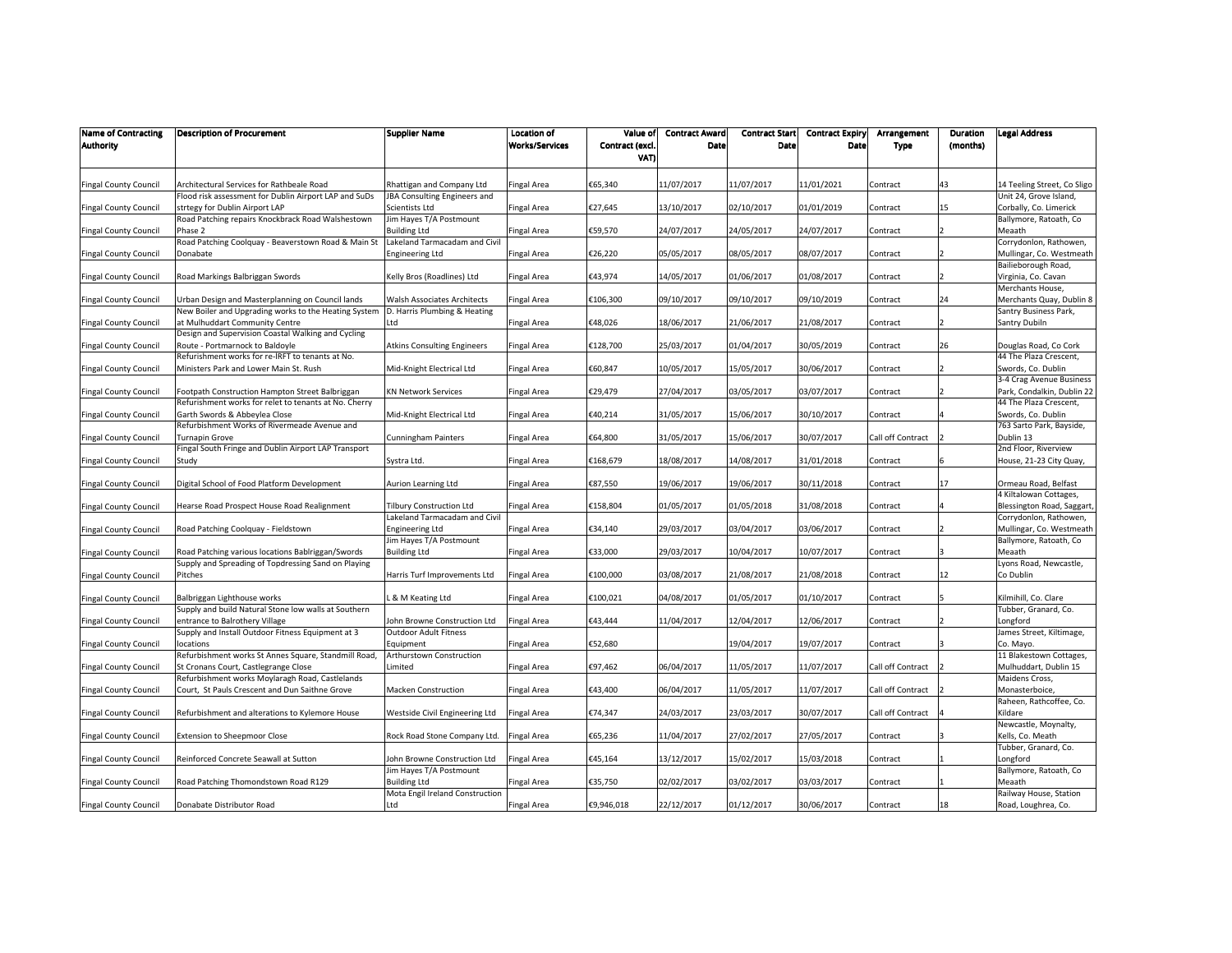| Name of Contracting Authority | Description of Procurement | Supplier Name | Location of Works/Services | Value of Contract (excl. VAT) | Contract Award Date | Contract Start Date | Contract Expiry Date | Arrangement Type | Duration (months) | Legal Address |
|---|---|---|---|---|---|---|---|---|---|---|
| Fingal County Council | Architectural Services for Rathbeale Road | Rhattigan and Company Ltd | Fingal Area | €65,340 | 11/07/2017 | 11/07/2017 | 11/01/2021 | Contract | 43 | 14 Teeling Street, Co Sligo |
| Fingal County Council | Flood risk assessment for Dublin Airport LAP and SuDs strtegy for Dublin Airport LAP | JBA Consulting Engineers and Scientists Ltd | Fingal Area | €27,645 | 13/10/2017 | 02/10/2017 | 01/01/2019 | Contract | 15 | Unit 24, Grove Island, Corbally, Co. Limerick |
| Fingal County Council | Road Patching repairs Knockbrack Road Walshestown Phase 2 | Jim Hayes T/A Postmount Building Ltd | Fingal Area | €59,570 | 24/07/2017 | 24/05/2017 | 24/07/2017 | Contract | 2 | Ballymore, Ratoath, Co Meaath |
| Fingal County Council | Road Patching Coolquay - Beaverstown Road & Main St Donabate | Lakeland Tarmacadam and Civil Engineering Ltd | Fingal Area | €26,220 | 05/05/2017 | 08/05/2017 | 08/07/2017 | Contract | 2 | Corrydonlon, Rathowen, Mullingar, Co. Westmeath |
| Fingal County Council | Road Markings Balbriggan Swords | Kelly Bros (Roadlines) Ltd | Fingal Area | €43,974 | 14/05/2017 | 01/06/2017 | 01/08/2017 | Contract | 2 | Bailieborough Road, Virginia, Co. Cavan |
| Fingal County Council | Urban Design and Masterplanning on Council lands | Walsh Associates Architects | Fingal Area | €106,300 | 09/10/2017 | 09/10/2017 | 09/10/2019 | Contract | 24 | Merchants House, Merchants Quay, Dublin 8 |
| Fingal County Council | New Boiler and Upgrading works to the Heating System at Mulhuddart Community Centre | D. Harris Plumbing & Heating Ltd | Fingal Area | €48,026 | 18/06/2017 | 21/06/2017 | 21/08/2017 | Contract | 2 | Santry Business Park, Santry Dubiln |
| Fingal County Council | Design and Supervision Coastal Walking and Cycling Route - Portmarnock to Baldoyle | Atkins Consulting Engineers | Fingal Area | €128,700 | 25/03/2017 | 01/04/2017 | 30/05/2019 | Contract | 26 | Douglas Road, Co Cork |
| Fingal County Council | Refurishment works for re-lRFT to tenants at No. Ministers Park and Lower Main St. Rush | Mid-Knight Electrical Ltd | Fingal Area | €60,847 | 10/05/2017 | 15/05/2017 | 30/06/2017 | Contract | 2 | 44 The Plaza Crescent, Swords, Co. Dublin |
| Fingal County Council | Footpath Construction Hampton Street Balbriggan | KN Network Services | Fingal Area | €29,479 | 27/04/2017 | 03/05/2017 | 03/07/2017 | Contract | 2 | 3-4 Crag Avenue Business Park, Condalkin, Dublin 22 |
| Fingal County Council | Refurbishment works for relet to tenants at No. Cherry Garth Swords & Abbeylea Close | Mid-Knight Electrical Ltd | Fingal Area | €40,214 | 31/05/2017 | 15/06/2017 | 30/10/2017 | Contract | 4 | 44 The Plaza Crescent, Swords, Co. Dublin |
| Fingal County Council | Refurbishment Works of Rivermeade Avenue and Turnapin Grove | Cunningham Painters | Fingal Area | €64,800 | 31/05/2017 | 15/06/2017 | 30/07/2017 | Call off Contract | 2 | 763 Sarto Park, Bayside, Dublin 13 |
| Fingal County Council | Fingal South Fringe and Dublin Airport LAP Transport Study | Systra Ltd. | Fingal Area | €168,679 | 18/08/2017 | 14/08/2017 | 31/01/2018 | Contract | 6 | 2nd Floor, Riverview House, 21-23 City Quay, |
| Fingal County Council | Digital School of Food Platform Development | Aurion Learning Ltd | Fingal Area | €87,550 | 19/06/2017 | 19/06/2017 | 30/11/2018 | Contract | 17 | Ormeau Road, Belfast |
| Fingal County Council | Hearse Road Prospect House Road Realignment | Tilbury Construction Ltd | Fingal Area | €158,804 | 01/05/2017 | 01/05/2018 | 31/08/2018 | Contract | 4 | 4 Kiltalowan Cottages, Blessington Road, Saggart, |
| Fingal County Council | Road Patching Coolquay - Fieldstown | Lakeland Tarmacadam and Civil Engineering Ltd | Fingal Area | €34,140 | 29/03/2017 | 03/04/2017 | 03/06/2017 | Contract | 2 | Corrydonlon, Rathowen, Mullingar, Co. Westmeath |
| Fingal County Council | Road Patching various locations Bablriggan/Swords | Jim Hayes T/A Postmount Building Ltd | Fingal Area | €33,000 | 29/03/2017 | 10/04/2017 | 10/07/2017 | Contract | 3 | Ballymore, Ratoath, Co Meaath |
| Fingal County Council | Supply and Spreading of Topdressing Sand on Playing Pitches | Harris Turf Improvements Ltd | Fingal Area | €100,000 | 03/08/2017 | 21/08/2017 | 21/08/2018 | Contract | 12 | Lyons Road, Newcastle, Co Dublin |
| Fingal County Council | Balbriggan Lighthouse works | L & M Keating Ltd | Fingal Area | €100,021 | 04/08/2017 | 01/05/2017 | 01/10/2017 | Contract | 5 | Kilmihill, Co. Clare |
| Fingal County Council | Supply and build Natural Stone low walls at Southern entrance to Balrothery Village | John Browne Construction Ltd | Fingal Area | €43,444 | 11/04/2017 | 12/04/2017 | 12/06/2017 | Contract | 2 | Tubber, Granard, Co. Longford |
| Fingal County Council | Supply and Install Outdoor Fitness Equipment at 3 locations | Outdoor Adult Fitness Equipment | Fingal Area | €52,680 | | 19/04/2017 | 19/07/2017 | Contract | 3 | James Street, Kiltimage, Co. Mayo. |
| Fingal County Council | Refurbishment works St Annes Square, Standmill Road, St Cronans Court, Castlegrange Close | Arthurstown Construction Limited | Fingal Area | €97,462 | 06/04/2017 | 11/05/2017 | 11/07/2017 | Call off Contract | 2 | 11 Blakestown Cottages, Mulhuddart, Dublin 15 |
| Fingal County Council | Refurbishment works Moylaragh Road, Castlelands Court, St Pauls Crescent and Dun Saithne Grove | Macken Construction | Fingal Area | €43,400 | 06/04/2017 | 11/05/2017 | 11/07/2017 | Call off Contract | 2 | Maidens Cross, Monasterboice, |
| Fingal County Council | Refurbishment and alterations to Kylemore House | Westside Civil Engineering Ltd | Fingal Area | €74,347 | 24/03/2017 | 23/03/2017 | 30/07/2017 | Call off Contract | 4 | Raheen, Rathcoffee, Co. Kildare |
| Fingal County Council | Extension to Sheepmoor Close | Rock Road Stone Company Ltd. | Fingal Area | €65,236 | 11/04/2017 | 27/02/2017 | 27/05/2017 | Contract | 3 | Newcastle, Moynalty, Kells, Co. Meath |
| Fingal County Council | Reinforced Concrete Seawall at Sutton | John Browne Construction Ltd | Fingal Area | €45,164 | 13/12/2017 | 15/02/2017 | 15/03/2018 | Contract | 1 | Tubber, Granard, Co. Longford |
| Fingal County Council | Road Patching Thomondstown Road R129 | Jim Hayes T/A Postmount Building Ltd | Fingal Area | €35,750 | 02/02/2017 | 03/02/2017 | 03/03/2017 | Contract | 1 | Ballymore, Ratoath, Co Meaath |
| Fingal County Council | Donabate Distributor Road | Mota Engil Ireland Construction Ltd | Fingal Area | €9,946,018 | 22/12/2017 | 01/12/2017 | 30/06/2017 | Contract | 18 | Railway House, Station Road, Loughrea, Co. |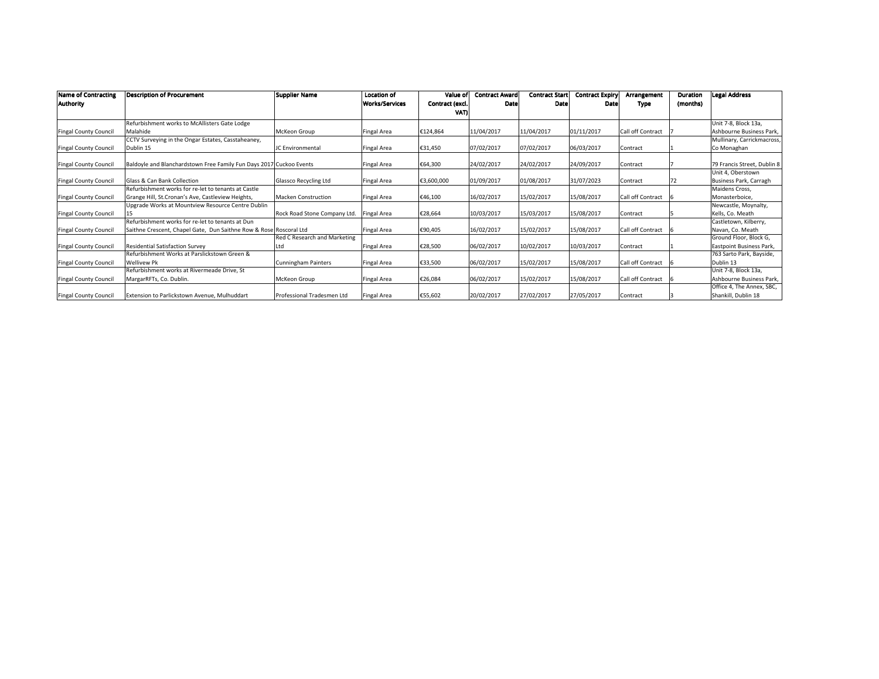| Name of Contracting Authority | Description of Procurement | Supplier Name | Location of Works/Services | Value of Contract (excl. VAT) | Contract Award Date | Contract Start Date | Contract Expiry Date | Arrangement Type | Duration (months) | Legal Address |
|---|---|---|---|---|---|---|---|---|---|---|
| Fingal County Council | Refurbishment works to McAllisters Gate Lodge Malahide | McKeon Group | Fingal Area | €124,864 | 11/04/2017 | 11/04/2017 | 01/11/2017 | Call off Contract | 7 | Unit 7-8, Block 13a, Ashbourne Business Park, |
| Fingal County Council | CCTV Surveying in the Ongar Estates, Casstaheaney, Dublin 15 | JC Environmental | Fingal Area | €31,450 | 07/02/2017 | 07/02/2017 | 06/03/2017 | Contract | 1 | Mullinary, Carrickmacross, Co Monaghan |
| Fingal County Council | Baldoyle and Blanchardstown Free Family Fun Days 2017 | Cuckoo Events | Fingal Area | €64,300 | 24/02/2017 | 24/02/2017 | 24/09/2017 | Contract | 7 | 79 Francis Street, Dublin 8 |
| Fingal County Council | Glass & Can Bank Collection | Glassco Recycling Ltd | Fingal Area | €3,600,000 | 01/09/2017 | 01/08/2017 | 31/07/2023 | Contract | 72 | Unit 4, Oberstown Business Park, Carragh |
| Fingal County Council | Refurbishment works for re-let to tenants at Castle Grange Hill, St.Cronan's Ave, Castleview Heights, | Macken Construction | Fingal Area | €46,100 | 16/02/2017 | 15/02/2017 | 15/08/2017 | Call off Contract | 6 | Maidens Cross, Monasterboice, |
| Fingal County Council | Upgrade Works at Mountview Resource Centre Dublin 15 | Rock Road Stone Company Ltd. | Fingal Area | €28,664 | 10/03/2017 | 15/03/2017 | 15/08/2017 | Contract | 5 | Newcastle, Moynalty, Kells, Co. Meath |
| Fingal County Council | Refurbishment works for re-let to tenants at Dun Saithne Crescent, Chapel Gate, Dun Saithne Row & Rose | Roscoral Ltd | Fingal Area | €90,405 | 16/02/2017 | 15/02/2017 | 15/08/2017 | Call off Contract | 6 | Castletown, Kilberry, Navan, Co. Meath |
| Fingal County Council | Residential Satisfaction Survey | Red C Research and Marketing Ltd | Fingal Area | €28,500 | 06/02/2017 | 10/02/2017 | 10/03/2017 | Contract | 1 | Ground Floor, Block G, Eastpoint Business Park, |
| Fingal County Council | Refurbishment Works at Parslickstown Green & Wellivew Pk | Cunningham Painters | Fingal Area | €33,500 | 06/02/2017 | 15/02/2017 | 15/08/2017 | Call off Contract | 6 | 763 Sarto Park, Bayside, Dublin 13 |
| Fingal County Council | Refurbishment works at Rivermeade Drive, St MargarRFTs, Co. Dublin. | McKeon Group | Fingal Area | €26,084 | 06/02/2017 | 15/02/2017 | 15/08/2017 | Call off Contract | 6 | Unit 7-8, Block 13a, Ashbourne Business Park, |
| Fingal County Council | Extension to Parlickstown Avenue, Mulhuddart | Professional Tradesmen Ltd | Fingal Area | €55,602 | 20/02/2017 | 27/02/2017 | 27/05/2017 | Contract | 3 | Office 4, The Annex, SBC, Shankill, Dublin 18 |